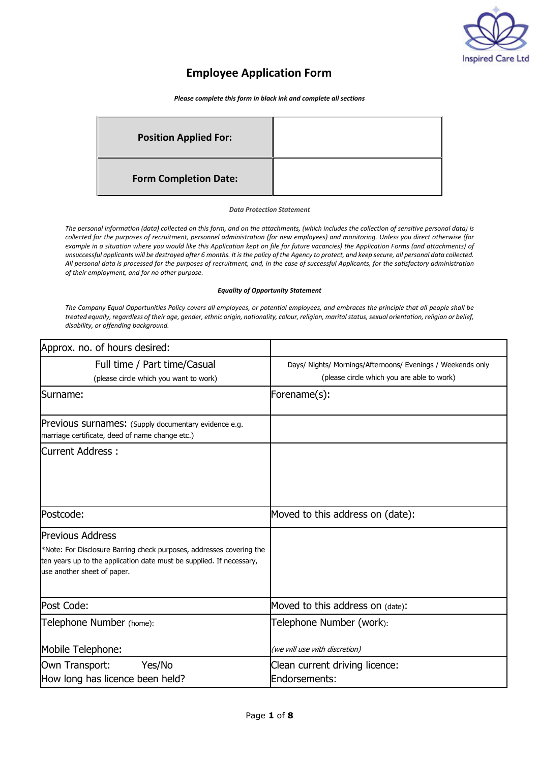Inspired Care Ltd

# Employee Application Form

***Please complete this form in black ink and complete all sections***

| **Position Applied For:** | |
|---|---|
| **Form Completion Date:** | |

***Data Protection Statement***

*The personal information (data) collected on this form, and on the attachments, (which includes the collection of sensitive personal data) is collected for the purposes of recruitment, personnel administration (for new employees) and monitoring. Unless you direct otherwise (for example in a situation where you would like this Application kept on file for future vacancies) the Application Forms (and attachments) of unsuccessful applicants will be destroyed after 6 months. It is the policy of the Agency to protect, and keep secure, all personal data collected. All personal data is processed for the purposes of recruitment, and, in the case of successful Applicants, for the satisfactory administration of their employment, and for no other purpose.*

***Equality of Opportunity Statement***

*The Company Equal Opportunities Policy covers all employees, or potential employees, and embraces the principle that all people shall be treated equally, regardless of their age, gender, ethnic origin, nationality, colour, religion, marital status, sexual orientation, religion or belief, disability, or offending background.*

| Approx. no. of hours desired: | |
|---|---|
| Full time / Part time/Casual<br>(please circle which you want to work) | Days/ Nights/ Mornings/Afternoons/ Evenings / Weekends only<br>(please circle which you are able to work) |
| Surname: | Forename(s): |
| Previous surnames: (Supply documentary evidence e.g. marriage certificate, deed of name change etc.) | |
| Current Address : | |
| Postcode: | Moved to this address on (date): |
| Previous Address<br>*Note: For Disclosure Barring check purposes, addresses covering the ten years up to the application date must be supplied. If necessary, use another sheet of paper. | |
| Post Code: | Moved to this address on (date): |
| Telephone Number (home):<br>Mobile Telephone: | Telephone Number (work):<br>*(we will use with discretion)* |
| Own Transport: Yes/No<br>How long has licence been held? | Clean current driving licence:<br>Endorsements: |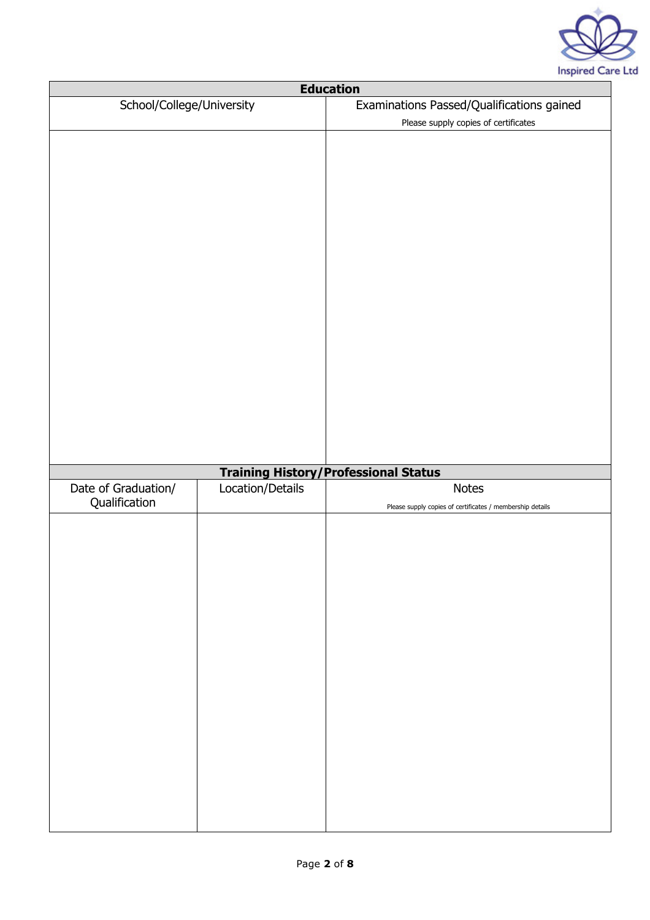## Education

| School/College/University | Examinations Passed/Qualifications gained<br>Please supply copies of certificates |
|---|---|
| | |

## Training History/Professional Status

| Date of Graduation/ Qualification | Location/Details | Notes<br>Please supply copies of certificates / membership details |
|---|---|---|
| | | |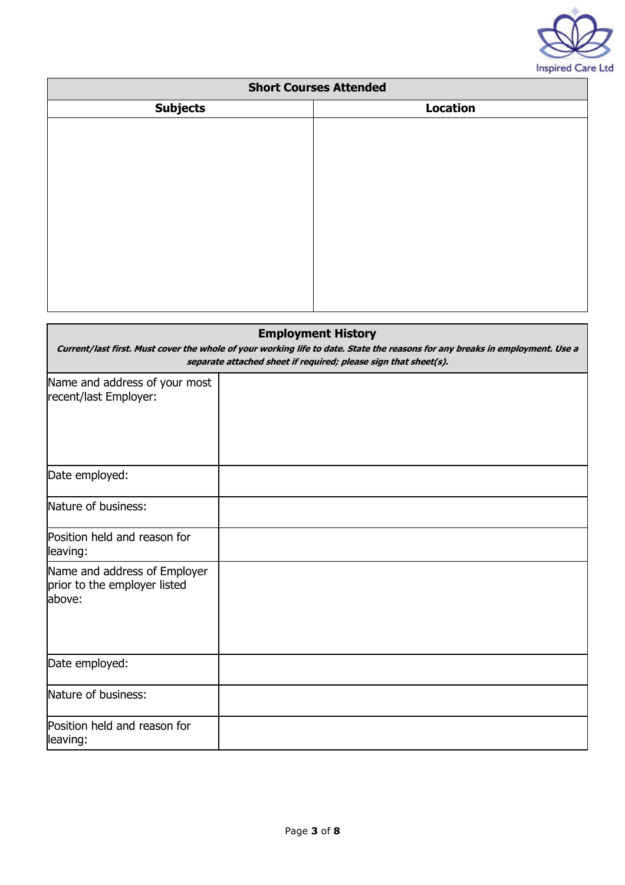| Short Courses Attended | |
|---|---|
| **Subjects** | **Location** |
| | |

| **Employment History**<br>***Current/last first. Must cover the whole of your working life to date. State the reasons for any breaks in employment. Use a separate attached sheet if required; please sign that sheet(s).*** | |
|---|---|
| Name and address of your most recent/last Employer: | |
| Date employed: | |
| Nature of business: | |
| Position held and reason for leaving: | |
| Name and address of Employer prior to the employer listed above: | |
| Date employed: | |
| Nature of business: | |
| Position held and reason for leaving: | |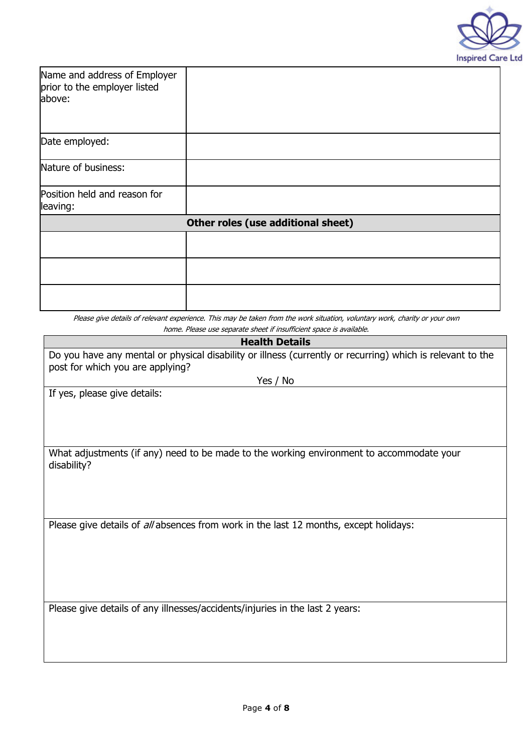| Name and address of Employer prior to the employer listed above: | |
|---|---|
| Date employed: | |
| Nature of business: | |
| Position held and reason for leaving: | |
| **Other roles (use additional sheet)** | |
| | |
| | |
| | |

*Please give details of relevant experience. This may be taken from the work situation, voluntary work, charity or your own home. Please use separate sheet if insufficient space is available.*

| **Health Details** |
|---|
| Do you have any mental or physical disability or illness (currently or recurring) which is relevant to the post for which you are applying?<br>Yes / No |
| If yes, please give details: |
| What adjustments (if any) need to be made to the working environment to accommodate your disability? |
| Please give details of *all* absences from work in the last 12 months, except holidays: |
| Please give details of any illnesses/accidents/injuries in the last 2 years: |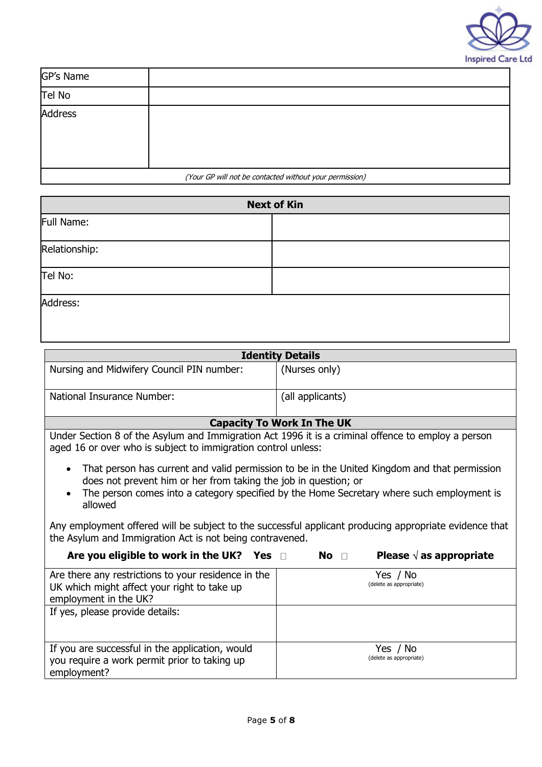| GP's Name | |
|---|---|
| Tel No | |
| Address | |
| *(Your GP will not be contacted without your permission)* | |

| **Next of Kin** | |
|---|---|
| Full Name: | |
| Relationship: | |
| Tel No: | |
| Address: | |

| **Identity Details** | |
|---|---|
| Nursing and Midwifery Council PIN number: | (Nurses only) |
| National Insurance Number: | (all applicants) |

**Capacity To Work In The UK**

Under Section 8 of the Asylum and Immigration Act 1996 it is a criminal offence to employ a person aged 16 or over who is subject to immigration control unless:

- That person has current and valid permission to be in the United Kingdom and that permission does not prevent him or her from taking the job in question; or
- The person comes into a category specified by the Home Secretary where such employment is allowed

Any employment offered will be subject to the successful applicant producing appropriate evidence that the Asylum and Immigration Act is not being contravened.

**Are you eligible to work in the UK? Yes** ☐ **No** ☐ **Please √ as appropriate**

| | |
|---|---|
| Are there any restrictions to your residence in the UK which might affect your right to take up employment in the UK? | Yes / No (delete as appropriate) |
| If yes, please provide details: | |
| If you are successful in the application, would you require a work permit prior to taking up employment? | Yes / No (delete as appropriate) |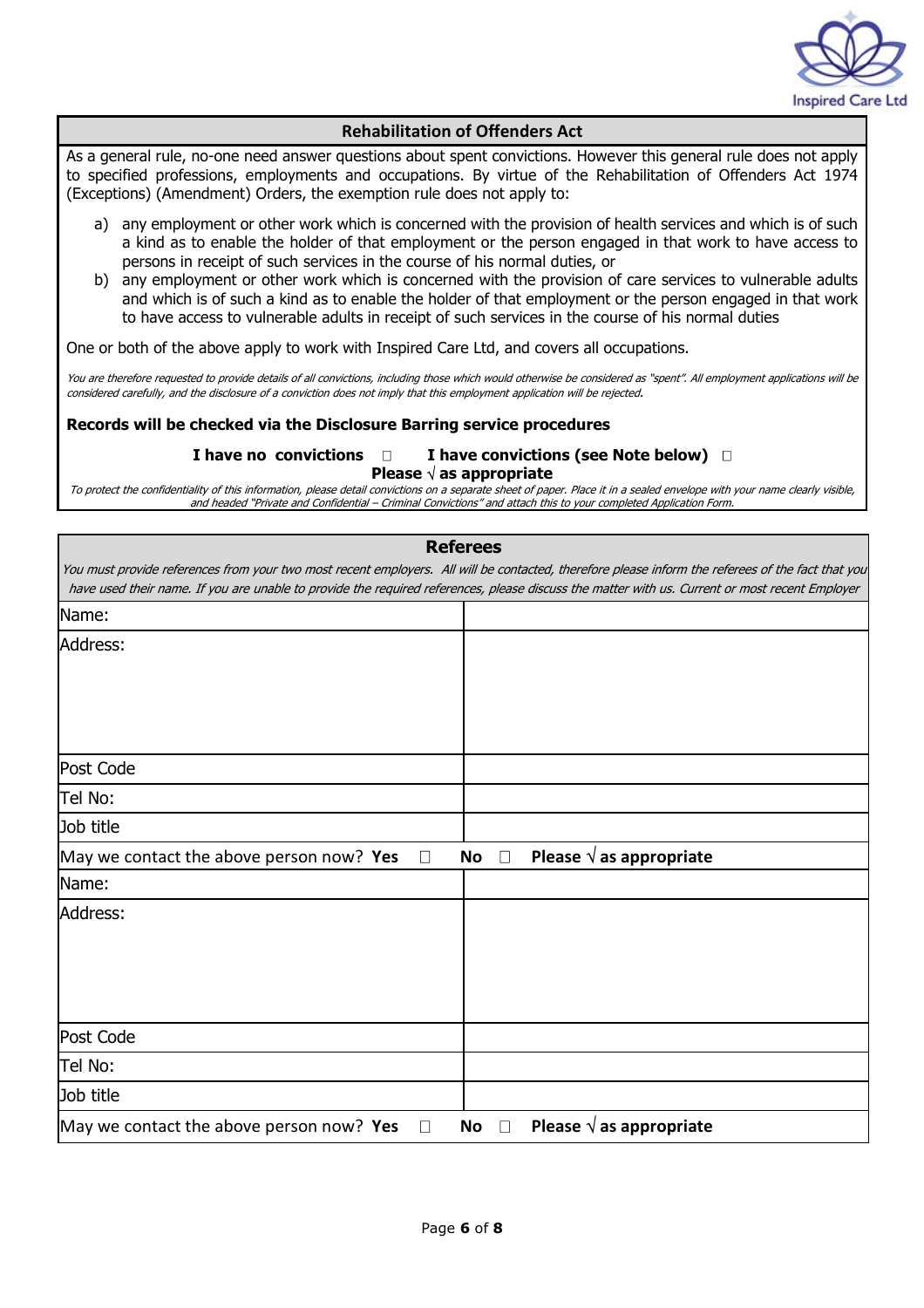## Rehabilitation of Offenders Act

As a general rule, no-one need answer questions about spent convictions. However this general rule does not apply to specified professions, employments and occupations. By virtue of the Rehabilitation of Offenders Act 1974 (Exceptions) (Amendment) Orders, the exemption rule does not apply to:

a) any employment or other work which is concerned with the provision of health services and which is of such a kind as to enable the holder of that employment or the person engaged in that work to have access to persons in receipt of such services in the course of his normal duties, or
b) any employment or other work which is concerned with the provision of care services to vulnerable adults and which is of such a kind as to enable the holder of that employment or the person engaged in that work to have access to vulnerable adults in receipt of such services in the course of his normal duties

One or both of the above apply to work with Inspired Care Ltd, and covers all occupations.

*You are therefore requested to provide details of all convictions, including those which would otherwise be considered as "spent". All employment applications will be considered carefully, and the disclosure of a conviction does not imply that this employment application will be rejected.*

**Records will be checked via the Disclosure Barring service procedures**

**I have no convictions** ☐ **I have convictions (see Note below)** ☐
**Please √ as appropriate**

*To protect the confidentiality of this information, please detail convictions on a separate sheet of paper. Place it in a sealed envelope with your name clearly visible, and headed "Private and Confidential – Criminal Convictions" and attach this to your completed Application Form.*

## Referees

*You must provide references from your two most recent employers. All will be contacted, therefore please inform the referees of the fact that you have used their name. If you are unable to provide the required references, please discuss the matter with us. Current or most recent Employer*

| | |
|---|---|
| Name: | |
| Address: | |
| Post Code | |
| Tel No: | |
| Job title | |
| May we contact the above person now? **Yes** ☐ **No** ☐ **Please √ as appropriate** | |
| Name: | |
| Address: | |
| Post Code | |
| Tel No: | |
| Job title | |
| May we contact the above person now? **Yes** ☐ **No** ☐ **Please √ as appropriate** | |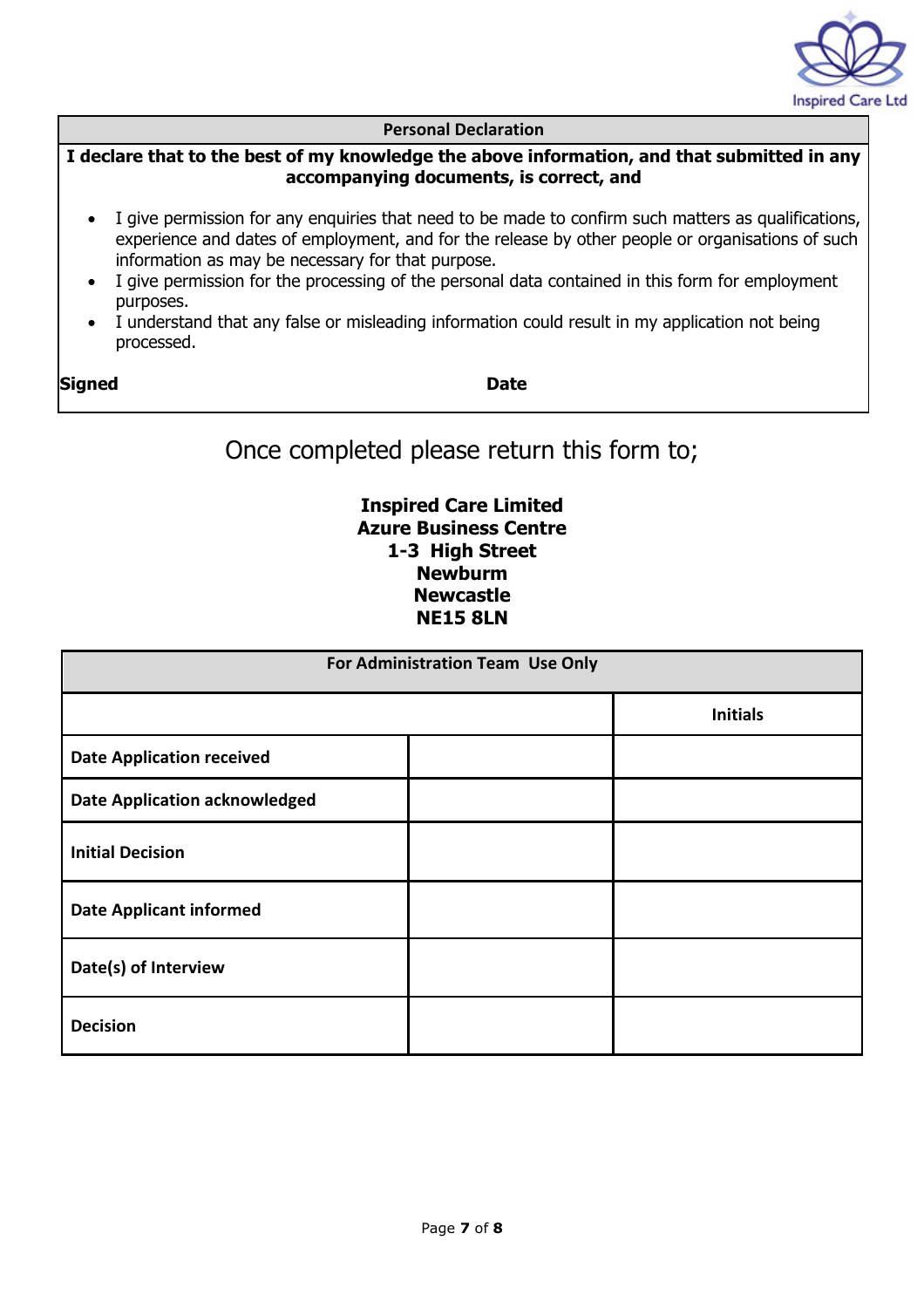| Personal Declaration |
| --- |
| **I declare that to the best of my knowledge the above information, and that submitted in any accompanying documents, is correct, and** |

- I give permission for any enquiries that need to be made to confirm such matters as qualifications, experience and dates of employment, and for the release by other people or organisations of such information as may be necessary for that purpose.
- I give permission for the processing of the personal data contained in this form for employment purposes.
- I understand that any false or misleading information could result in my application not being processed.

**Signed** **Date**

Once completed please return this form to;

**Inspired Care Limited**
**Azure Business Centre**
**1-3 High Street**
**Newburm**
**Newcastle**
**NE15 8LN**

| For Administration Team Use Only | | |
| --- | --- | --- |
| | | **Initials** |
| **Date Application received** | | |
| **Date Application acknowledged** | | |
| **Initial Decision** | | |
| **Date Applicant informed** | | |
| **Date(s) of Interview** | | |
| **Decision** | | |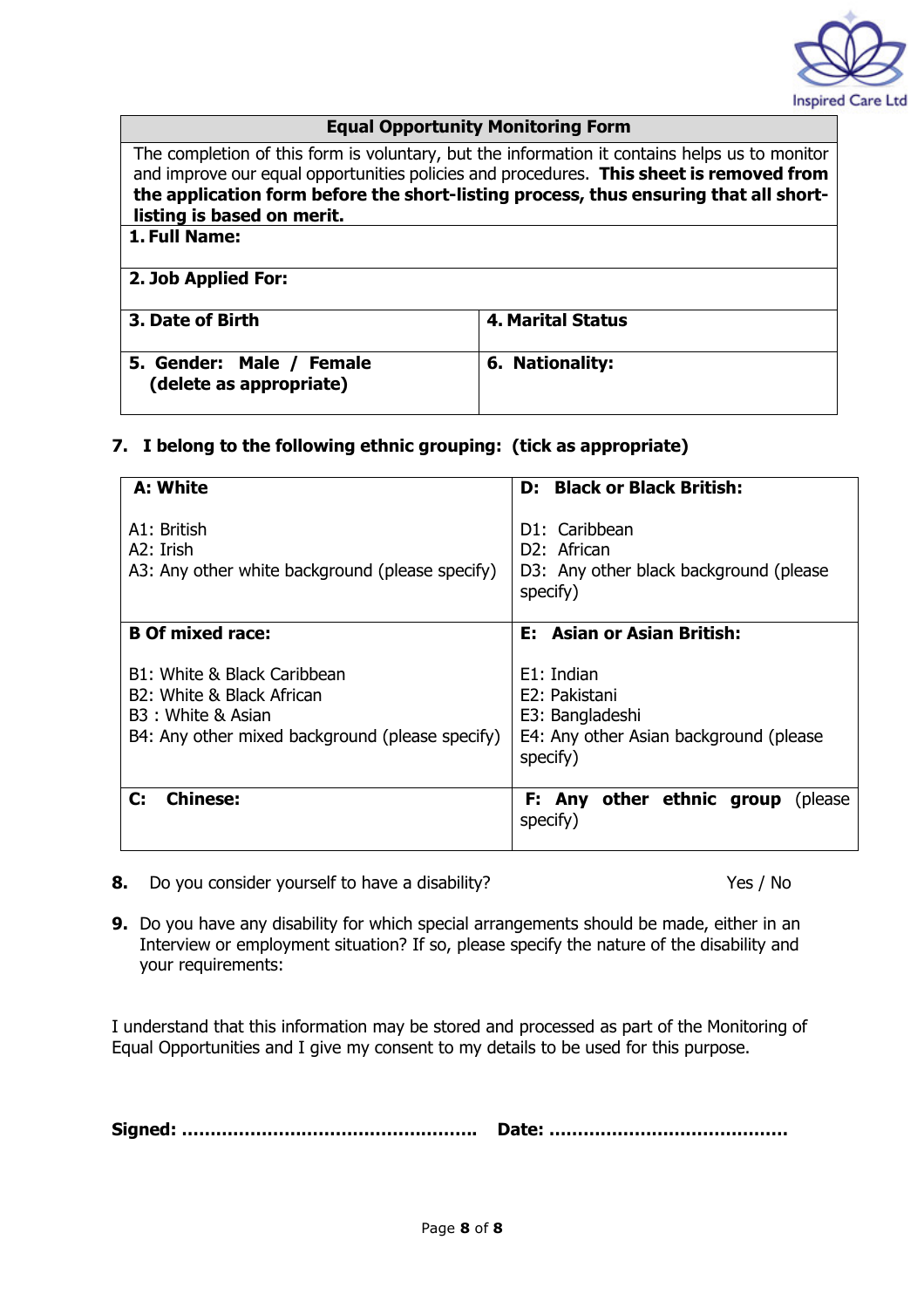Inspired Care Ltd

| Equal Opportunity Monitoring Form | |
|---|---|
| The completion of this form is voluntary, but the information it contains helps us to monitor and improve our equal opportunities policies and procedures. **This sheet is removed from the application form before the short-listing process, thus ensuring that all short-listing is based on merit.** | |
| **1. Full Name:** | |
| **2. Job Applied For:** | |
| **3. Date of Birth** | **4. Marital Status** |
| **5. Gender: Male / Female (delete as appropriate)** | **6. Nationality:** |

**7. I belong to the following ethnic grouping: (tick as appropriate)**

| | |
|---|---|
| **A: White**<br><br>A1: British<br>A2: Irish<br>A3: Any other white background (please specify) | **D: Black or Black British:**<br><br>D1: Caribbean<br>D2: African<br>D3: Any other black background (please specify) |
| **B Of mixed race:**<br><br>B1: White & Black Caribbean<br>B2: White & Black African<br>B3 : White & Asian<br>B4: Any other mixed background (please specify) | **E: Asian or Asian British:**<br><br>E1: Indian<br>E2: Pakistani<br>E3: Bangladeshi<br>E4: Any other Asian background (please specify) |
| **C: Chinese:** | **F: Any other ethnic group** (please specify) |

**8.** Do you consider yourself to have a disability? Yes / No

**9.** Do you have any disability for which special arrangements should be made, either in an Interview or employment situation? If so, please specify the nature of the disability and your requirements:

I understand that this information may be stored and processed as part of the Monitoring of Equal Opportunities and I give my consent to my details to be used for this purpose.

**Signed: …………………………………………….. Date: ……………………………………**